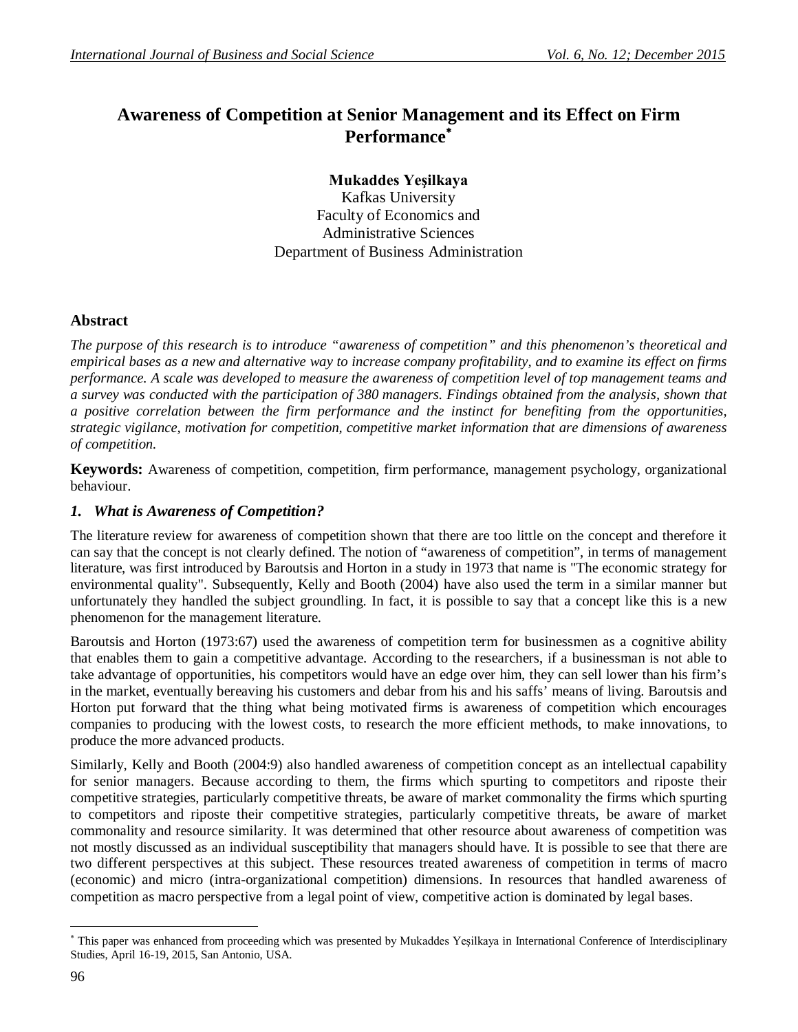# Awareness of Competition at Senior Management and its Effect on Firm Performance*

**Mukaddes Yeşilkaya**
Kafkas University
Faculty of Economics and
Administrative Sciences
Department of Business Administration

## Abstract

*The purpose of this research is to introduce "awareness of competition" and this phenomenon's theoretical and empirical bases as a new and alternative way to increase company profitability, and to examine its effect on firms performance. A scale was developed to measure the awareness of competition level of top management teams and a survey was conducted with the participation of 380 managers. Findings obtained from the analysis, shown that a positive correlation between the firm performance and the instinct for benefiting from the opportunities, strategic vigilance, motivation for competition, competitive market information that are dimensions of awareness of competition.*

**Keywords:** Awareness of competition, competition, firm performance, management psychology, organizational behaviour.

## *1. What is Awareness of Competition?*

The literature review for awareness of competition shown that there are too little on the concept and therefore it can say that the concept is not clearly defined. The notion of "awareness of competition", in terms of management literature, was first introduced by Baroutsis and Horton in a study in 1973 that name is "The economic strategy for environmental quality". Subsequently, Kelly and Booth (2004) have also used the term in a similar manner but unfortunately they handled the subject groundling. In fact, it is possible to say that a concept like this is a new phenomenon for the management literature.

Baroutsis and Horton (1973:67) used the awareness of competition term for businessmen as a cognitive ability that enables them to gain a competitive advantage. According to the researchers, if a businessman is not able to take advantage of opportunities, his competitors would have an edge over him, they can sell lower than his firm's in the market, eventually bereaving his customers and debar from his and his saffs' means of living. Baroutsis and Horton put forward that the thing what being motivated firms is awareness of competition which encourages companies to producing with the lowest costs, to research the more efficient methods, to make innovations, to produce the more advanced products.

Similarly, Kelly and Booth (2004:9) also handled awareness of competition concept as an intellectual capability for senior managers. Because according to them, the firms which spurting to competitors and riposte their competitive strategies, particularly competitive threats, be aware of market commonality the firms which spurting to competitors and riposte their competitive strategies, particularly competitive threats, be aware of market commonality and resource similarity. It was determined that other resource about awareness of competition was not mostly discussed as an individual susceptibility that managers should have. It is possible to see that there are two different perspectives at this subject. These resources treated awareness of competition in terms of macro (economic) and micro (intra-organizational competition) dimensions. In resources that handled awareness of competition as macro perspective from a legal point of view, competitive action is dominated by legal bases.

---

* This paper was enhanced from proceeding which was presented by Mukaddes Yeşilkaya in International Conference of Interdisciplinary Studies, April 16-19, 2015, San Antonio, USA.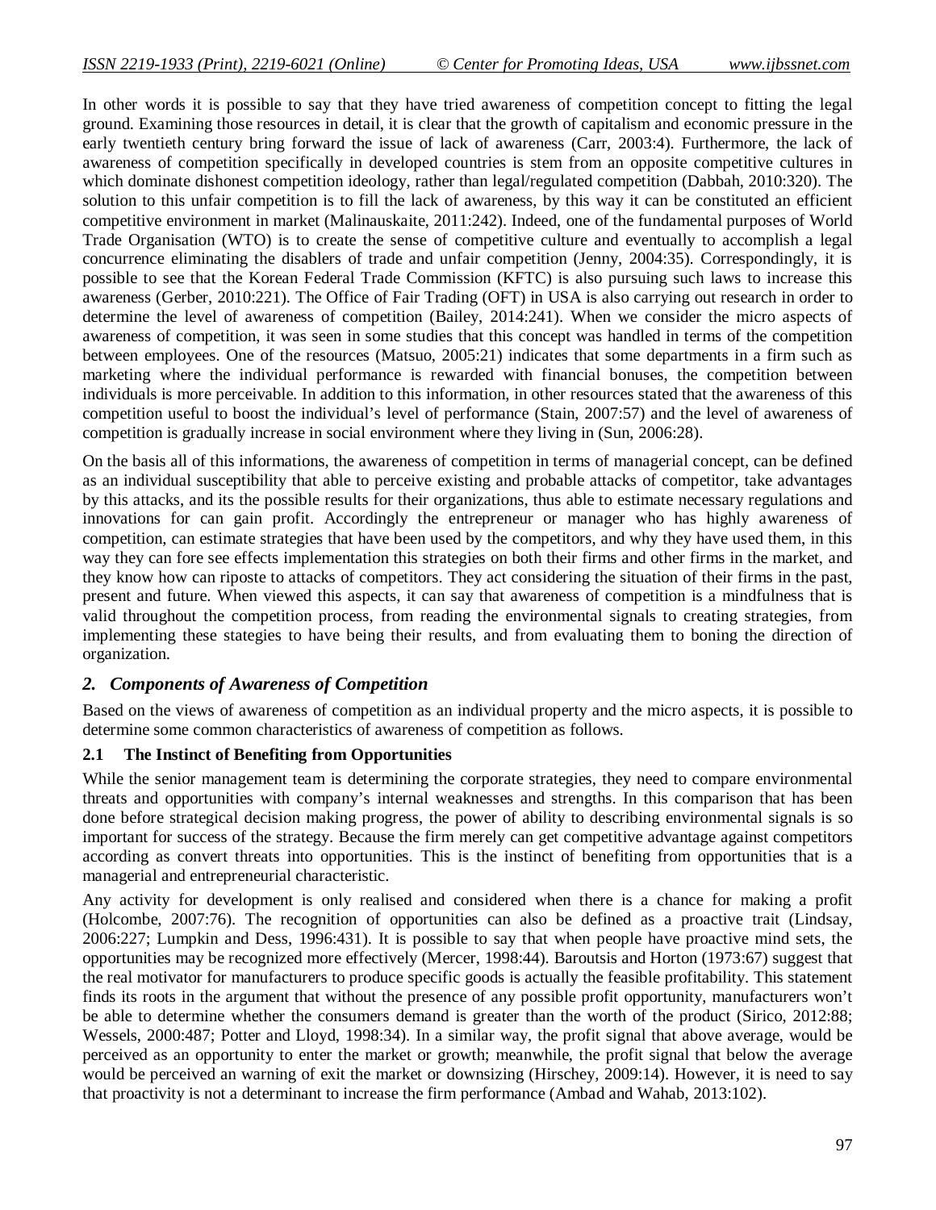In other words it is possible to say that they have tried awareness of competition concept to fitting the legal ground. Examining those resources in detail, it is clear that the growth of capitalism and economic pressure in the early twentieth century bring forward the issue of lack of awareness (Carr, 2003:4). Furthermore, the lack of awareness of competition specifically in developed countries is stem from an opposite competitive cultures in which dominate dishonest competition ideology, rather than legal/regulated competition (Dabbah, 2010:320). The solution to this unfair competition is to fill the lack of awareness, by this way it can be constituted an efficient competitive environment in market (Malinauskaite, 2011:242). Indeed, one of the fundamental purposes of World Trade Organisation (WTO) is to create the sense of competitive culture and eventually to accomplish a legal concurrence eliminating the disablers of trade and unfair competition (Jenny, 2004:35). Correspondingly, it is possible to see that the Korean Federal Trade Commission (KFTC) is also pursuing such laws to increase this awareness (Gerber, 2010:221). The Office of Fair Trading (OFT) in USA is also carrying out research in order to determine the level of awareness of competition (Bailey, 2014:241). When we consider the micro aspects of awareness of competition, it was seen in some studies that this concept was handled in terms of the competition between employees. One of the resources (Matsuo, 2005:21) indicates that some departments in a firm such as marketing where the individual performance is rewarded with financial bonuses, the competition between individuals is more perceivable. In addition to this information, in other resources stated that the awareness of this competition useful to boost the individual's level of performance (Stain, 2007:57) and the level of awareness of competition is gradually increase in social environment where they living in (Sun, 2006:28).

On the basis all of this informations, the awareness of competition in terms of managerial concept, can be defined as an individual susceptibility that able to perceive existing and probable attacks of competitor, take advantages by this attacks, and its the possible results for their organizations, thus able to estimate necessary regulations and innovations for can gain profit. Accordingly the entrepreneur or manager who has highly awareness of competition, can estimate strategies that have been used by the competitors, and why they have used them, in this way they can fore see effects implementation this strategies on both their firms and other firms in the market, and they know how can riposte to attacks of competitors. They act considering the situation of their firms in the past, present and future. When viewed this aspects, it can say that awareness of competition is a mindfulness that is valid throughout the competition process, from reading the environmental signals to creating strategies, from implementing these stategies to have being their results, and from evaluating them to boning the direction of organization.

## *2. Components of Awareness of Competition*

Based on the views of awareness of competition as an individual property and the micro aspects, it is possible to determine some common characteristics of awareness of competition as follows.

### 2.1 The Instinct of Benefiting from Opportunities

While the senior management team is determining the corporate strategies, they need to compare environmental threats and opportunities with company's internal weaknesses and strengths. In this comparison that has been done before strategical decision making progress, the power of ability to describing environmental signals is so important for success of the strategy. Because the firm merely can get competitive advantage against competitors according as convert threats into opportunities. This is the instinct of benefiting from opportunities that is a managerial and entrepreneurial characteristic.

Any activity for development is only realised and considered when there is a chance for making a profit (Holcombe, 2007:76). The recognition of opportunities can also be defined as a proactive trait (Lindsay, 2006:227; Lumpkin and Dess, 1996:431). It is possible to say that when people have proactive mind sets, the opportunities may be recognized more effectively (Mercer, 1998:44). Baroutsis and Horton (1973:67) suggest that the real motivator for manufacturers to produce specific goods is actually the feasible profitability. This statement finds its roots in the argument that without the presence of any possible profit opportunity, manufacturers won't be able to determine whether the consumers demand is greater than the worth of the product (Sirico, 2012:88; Wessels, 2000:487; Potter and Lloyd, 1998:34). In a similar way, the profit signal that above average, would be perceived as an opportunity to enter the market or growth; meanwhile, the profit signal that below the average would be perceived an warning of exit the market or downsizing (Hirschey, 2009:14). However, it is need to say that proactivity is not a determinant to increase the firm performance (Ambad and Wahab, 2013:102).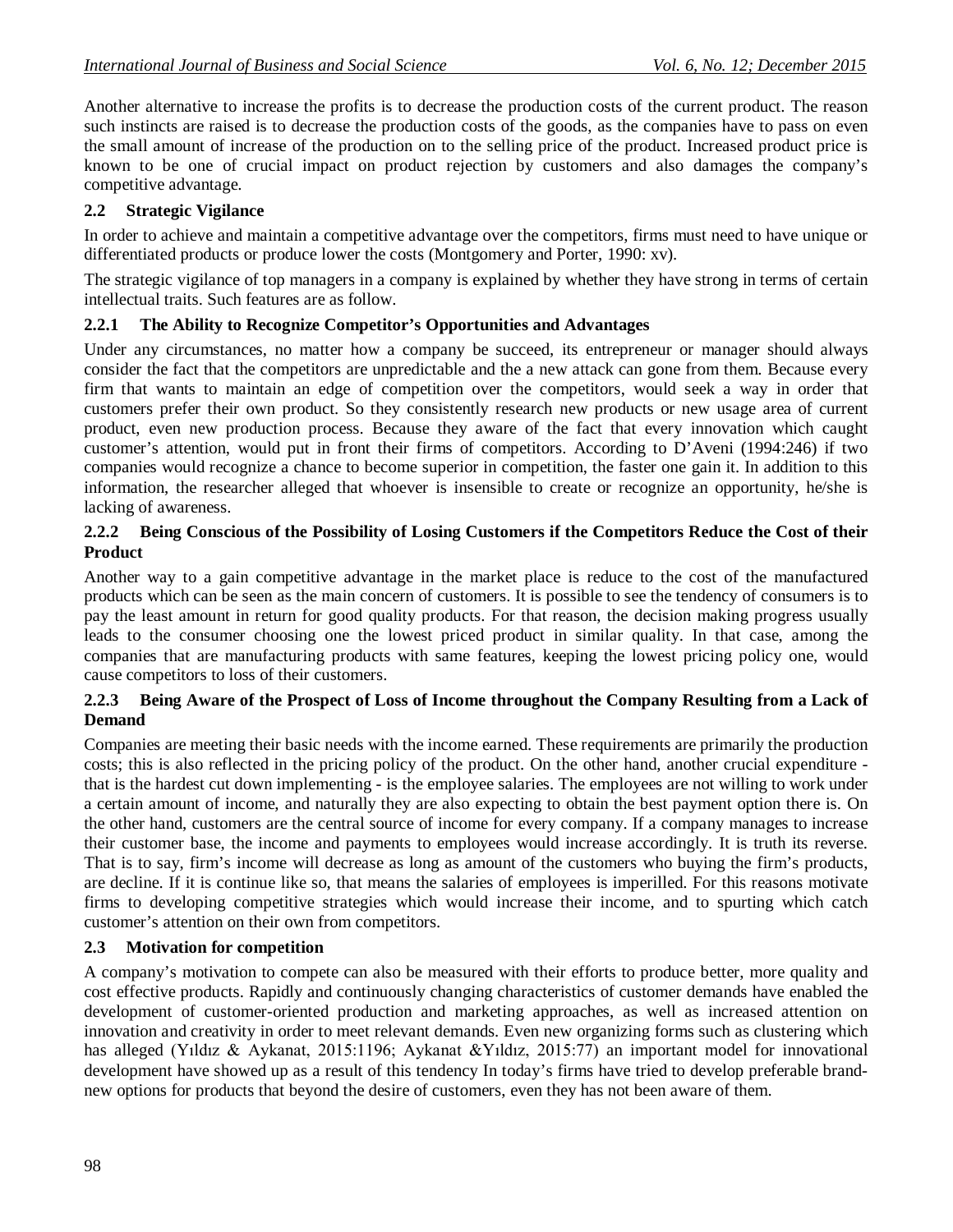Another alternative to increase the profits is to decrease the production costs of the current product. The reason such instincts are raised is to decrease the production costs of the goods, as the companies have to pass on even the small amount of increase of the production on to the selling price of the product. Increased product price is known to be one of crucial impact on product rejection by customers and also damages the company's competitive advantage.

## 2.2 Strategic Vigilance

In order to achieve and maintain a competitive advantage over the competitors, firms must need to have unique or differentiated products or produce lower the costs (Montgomery and Porter, 1990: xv).

The strategic vigilance of top managers in a company is explained by whether they have strong in terms of certain intellectual traits. Such features are as follow.

### 2.2.1 The Ability to Recognize Competitor's Opportunities and Advantages

Under any circumstances, no matter how a company be succeed, its entrepreneur or manager should always consider the fact that the competitors are unpredictable and the a new attack can gone from them. Because every firm that wants to maintain an edge of competition over the competitors, would seek a way in order that customers prefer their own product. So they consistently research new products or new usage area of current product, even new production process. Because they aware of the fact that every innovation which caught customer's attention, would put in front their firms of competitors. According to D'Aveni (1994:246) if two companies would recognize a chance to become superior in competition, the faster one gain it. In addition to this information, the researcher alleged that whoever is insensible to create or recognize an opportunity, he/she is lacking of awareness.

### 2.2.2 Being Conscious of the Possibility of Losing Customers if the Competitors Reduce the Cost of their Product

Another way to a gain competitive advantage in the market place is reduce to the cost of the manufactured products which can be seen as the main concern of customers. It is possible to see the tendency of consumers is to pay the least amount in return for good quality products. For that reason, the decision making progress usually leads to the consumer choosing one the lowest priced product in similar quality. In that case, among the companies that are manufacturing products with same features, keeping the lowest pricing policy one, would cause competitors to loss of their customers.

### 2.2.3 Being Aware of the Prospect of Loss of Income throughout the Company Resulting from a Lack of Demand

Companies are meeting their basic needs with the income earned. These requirements are primarily the production costs; this is also reflected in the pricing policy of the product. On the other hand, another crucial expenditure - that is the hardest cut down implementing - is the employee salaries. The employees are not willing to work under a certain amount of income, and naturally they are also expecting to obtain the best payment option there is. On the other hand, customers are the central source of income for every company. If a company manages to increase their customer base, the income and payments to employees would increase accordingly. It is truth its reverse. That is to say, firm's income will decrease as long as amount of the customers who buying the firm's products, are decline. If it is continue like so, that means the salaries of employees is imperilled. For this reasons motivate firms to developing competitive strategies which would increase their income, and to spurting which catch customer's attention on their own from competitors.

## 2.3 Motivation for competition

A company's motivation to compete can also be measured with their efforts to produce better, more quality and cost effective products. Rapidly and continuously changing characteristics of customer demands have enabled the development of customer-oriented production and marketing approaches, as well as increased attention on innovation and creativity in order to meet relevant demands. Even new organizing forms such as clustering which has alleged (Yıldız & Aykanat, 2015:1196; Aykanat &Yıldız, 2015:77) an important model for innovational development have showed up as a result of this tendency In today's firms have tried to develop preferable brand-new options for products that beyond the desire of customers, even they has not been aware of them.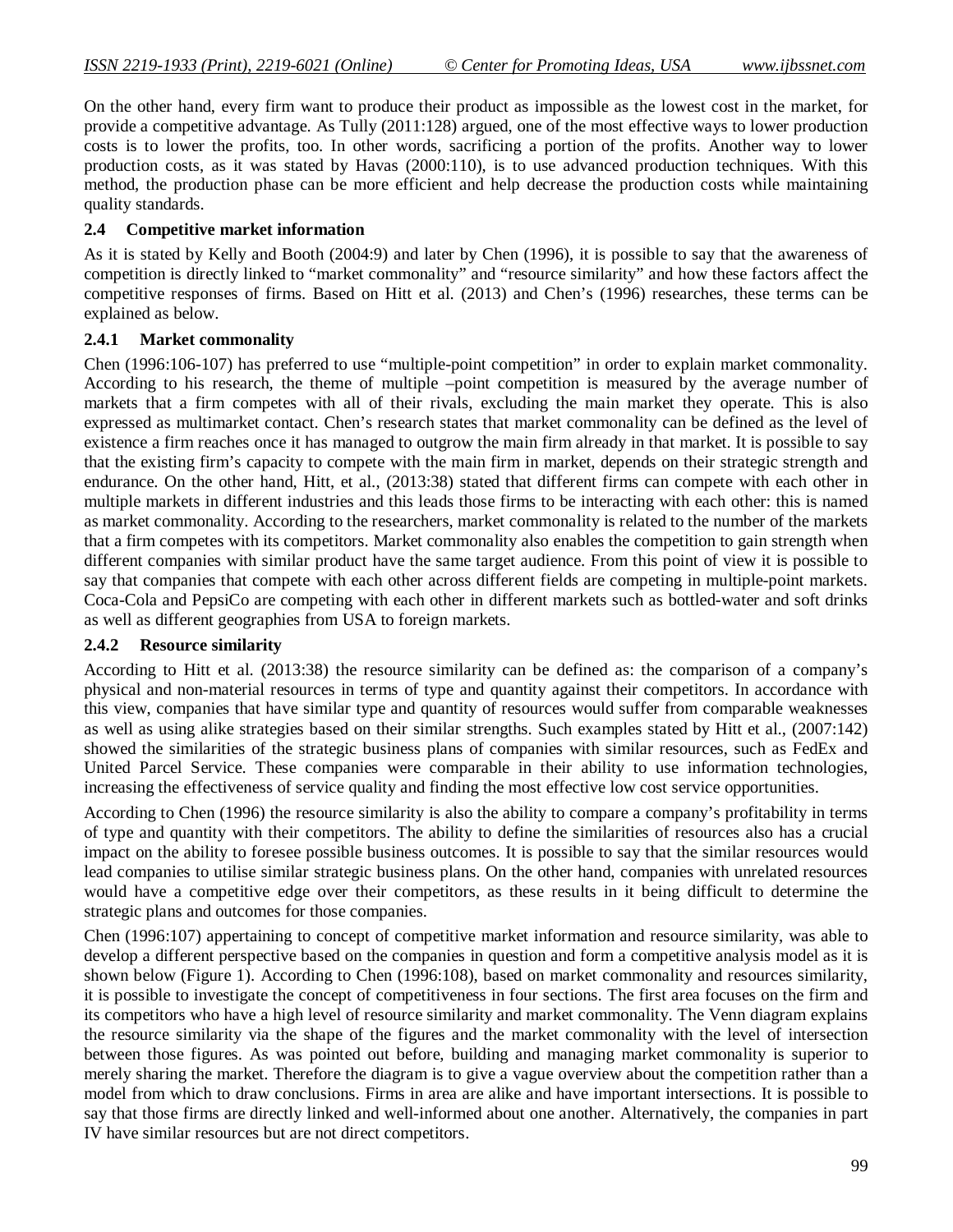On the other hand, every firm want to produce their product as impossible as the lowest cost in the market, for provide a competitive advantage. As Tully (2011:128) argued, one of the most effective ways to lower production costs is to lower the profits, too. In other words, sacrificing a portion of the profits. Another way to lower production costs, as it was stated by Havas (2000:110), is to use advanced production techniques. With this method, the production phase can be more efficient and help decrease the production costs while maintaining quality standards.

### 2.4 Competitive market information

As it is stated by Kelly and Booth (2004:9) and later by Chen (1996), it is possible to say that the awareness of competition is directly linked to "market commonality" and "resource similarity" and how these factors affect the competitive responses of firms. Based on Hitt et al. (2013) and Chen's (1996) researches, these terms can be explained as below.

#### 2.4.1 Market commonality

Chen (1996:106-107) has preferred to use "multiple-point competition" in order to explain market commonality. According to his research, the theme of multiple –point competition is measured by the average number of markets that a firm competes with all of their rivals, excluding the main market they operate. This is also expressed as multimarket contact. Chen's research states that market commonality can be defined as the level of existence a firm reaches once it has managed to outgrow the main firm already in that market. It is possible to say that the existing firm's capacity to compete with the main firm in market, depends on their strategic strength and endurance. On the other hand, Hitt, et al., (2013:38) stated that different firms can compete with each other in multiple markets in different industries and this leads those firms to be interacting with each other: this is named as market commonality. According to the researchers, market commonality is related to the number of the markets that a firm competes with its competitors. Market commonality also enables the competition to gain strength when different companies with similar product have the same target audience. From this point of view it is possible to say that companies that compete with each other across different fields are competing in multiple-point markets. Coca-Cola and PepsiCo are competing with each other in different markets such as bottled-water and soft drinks as well as different geographies from USA to foreign markets.

#### 2.4.2 Resource similarity

According to Hitt et al. (2013:38) the resource similarity can be defined as: the comparison of a company's physical and non-material resources in terms of type and quantity against their competitors. In accordance with this view, companies that have similar type and quantity of resources would suffer from comparable weaknesses as well as using alike strategies based on their similar strengths. Such examples stated by Hitt et al., (2007:142) showed the similarities of the strategic business plans of companies with similar resources, such as FedEx and United Parcel Service. These companies were comparable in their ability to use information technologies, increasing the effectiveness of service quality and finding the most effective low cost service opportunities.

According to Chen (1996) the resource similarity is also the ability to compare a company's profitability in terms of type and quantity with their competitors. The ability to define the similarities of resources also has a crucial impact on the ability to foresee possible business outcomes. It is possible to say that the similar resources would lead companies to utilise similar strategic business plans. On the other hand, companies with unrelated resources would have a competitive edge over their competitors, as these results in it being difficult to determine the strategic plans and outcomes for those companies.

Chen (1996:107) appertaining to concept of competitive market information and resource similarity, was able to develop a different perspective based on the companies in question and form a competitive analysis model as it is shown below (Figure 1). According to Chen (1996:108), based on market commonality and resources similarity, it is possible to investigate the concept of competitiveness in four sections. The first area focuses on the firm and its competitors who have a high level of resource similarity and market commonality. The Venn diagram explains the resource similarity via the shape of the figures and the market commonality with the level of intersection between those figures. As was pointed out before, building and managing market commonality is superior to merely sharing the market. Therefore the diagram is to give a vague overview about the competition rather than a model from which to draw conclusions. Firms in area are alike and have important intersections. It is possible to say that those firms are directly linked and well-informed about one another. Alternatively, the companies in part IV have similar resources but are not direct competitors.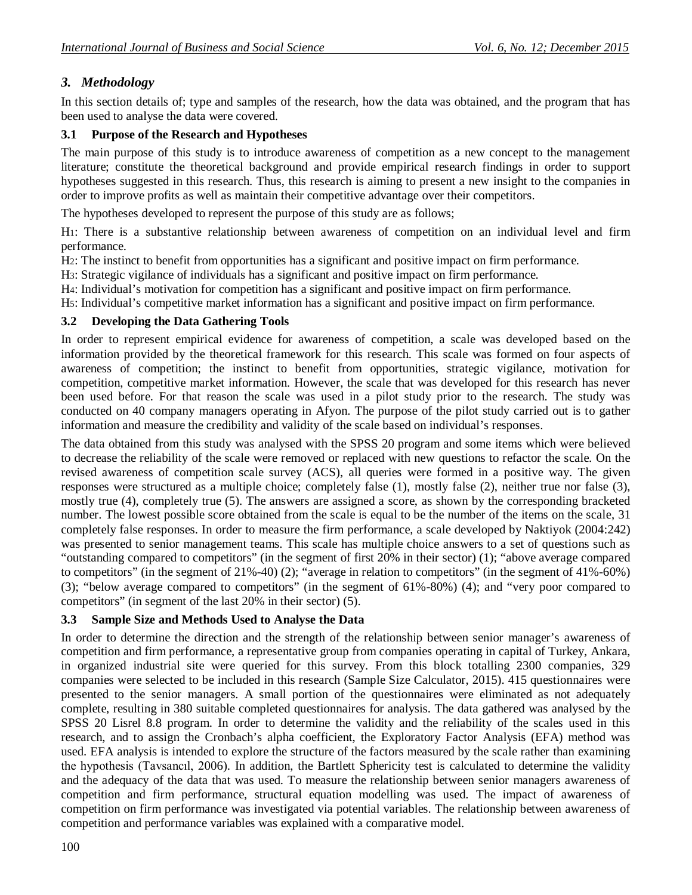## *3. Methodology*

In this section details of; type and samples of the research, how the data was obtained, and the program that has been used to analyse the data were covered.

### 3.1 Purpose of the Research and Hypotheses

The main purpose of this study is to introduce awareness of competition as a new concept to the management literature; constitute the theoretical background and provide empirical research findings in order to support hypotheses suggested in this research. Thus, this research is aiming to present a new insight to the companies in order to improve profits as well as maintain their competitive advantage over their competitors.

The hypotheses developed to represent the purpose of this study are as follows;

$H_1$: There is a substantive relationship between awareness of competition on an individual level and firm performance.
$H_2$: The instinct to benefit from opportunities has a significant and positive impact on firm performance.
$H_3$: Strategic vigilance of individuals has a significant and positive impact on firm performance.
$H_4$: Individual's motivation for competition has a significant and positive impact on firm performance.
$H_5$: Individual's competitive market information has a significant and positive impact on firm performance.

### 3.2 Developing the Data Gathering Tools

In order to represent empirical evidence for awareness of competition, a scale was developed based on the information provided by the theoretical framework for this research. This scale was formed on four aspects of awareness of competition; the instinct to benefit from opportunities, strategic vigilance, motivation for competition, competitive market information. However, the scale that was developed for this research has never been used before. For that reason the scale was used in a pilot study prior to the research. The study was conducted on 40 company managers operating in Afyon. The purpose of the pilot study carried out is to gather information and measure the credibility and validity of the scale based on individual's responses.

The data obtained from this study was analysed with the SPSS 20 program and some items which were believed to decrease the reliability of the scale were removed or replaced with new questions to refactor the scale. On the revised awareness of competition scale survey (ACS), all queries were formed in a positive way. The given responses were structured as a multiple choice; completely false (1), mostly false (2), neither true nor false (3), mostly true (4), completely true (5). The answers are assigned a score, as shown by the corresponding bracketed number. The lowest possible score obtained from the scale is equal to be the number of the items on the scale, 31 completely false responses. In order to measure the firm performance, a scale developed by Naktiyok (2004:242) was presented to senior management teams. This scale has multiple choice answers to a set of questions such as "outstanding compared to competitors" (in the segment of first 20% in their sector) (1); "above average compared to competitors" (in the segment of 21%-40) (2); "average in relation to competitors" (in the segment of 41%-60%) (3); "below average compared to competitors" (in the segment of 61%-80%) (4); and "very poor compared to competitors" (in segment of the last 20% in their sector) (5).

### 3.3 Sample Size and Methods Used to Analyse the Data

In order to determine the direction and the strength of the relationship between senior manager's awareness of competition and firm performance, a representative group from companies operating in capital of Turkey, Ankara, in organized industrial site were queried for this survey. From this block totalling 2300 companies, 329 companies were selected to be included in this research (Sample Size Calculator, 2015). 415 questionnaires were presented to the senior managers. A small portion of the questionnaires were eliminated as not adequately complete, resulting in 380 suitable completed questionnaires for analysis. The data gathered was analysed by the SPSS 20 Lisrel 8.8 program. In order to determine the validity and the reliability of the scales used in this research, and to assign the Cronbach's alpha coefficient, the Exploratory Factor Analysis (EFA) method was used. EFA analysis is intended to explore the structure of the factors measured by the scale rather than examining the hypothesis (Tavsancıl, 2006). In addition, the Bartlett Sphericity test is calculated to determine the validity and the adequacy of the data that was used. To measure the relationship between senior managers awareness of competition and firm performance, structural equation modelling was used. The impact of awareness of competition on firm performance was investigated via potential variables. The relationship between awareness of competition and performance variables was explained with a comparative model.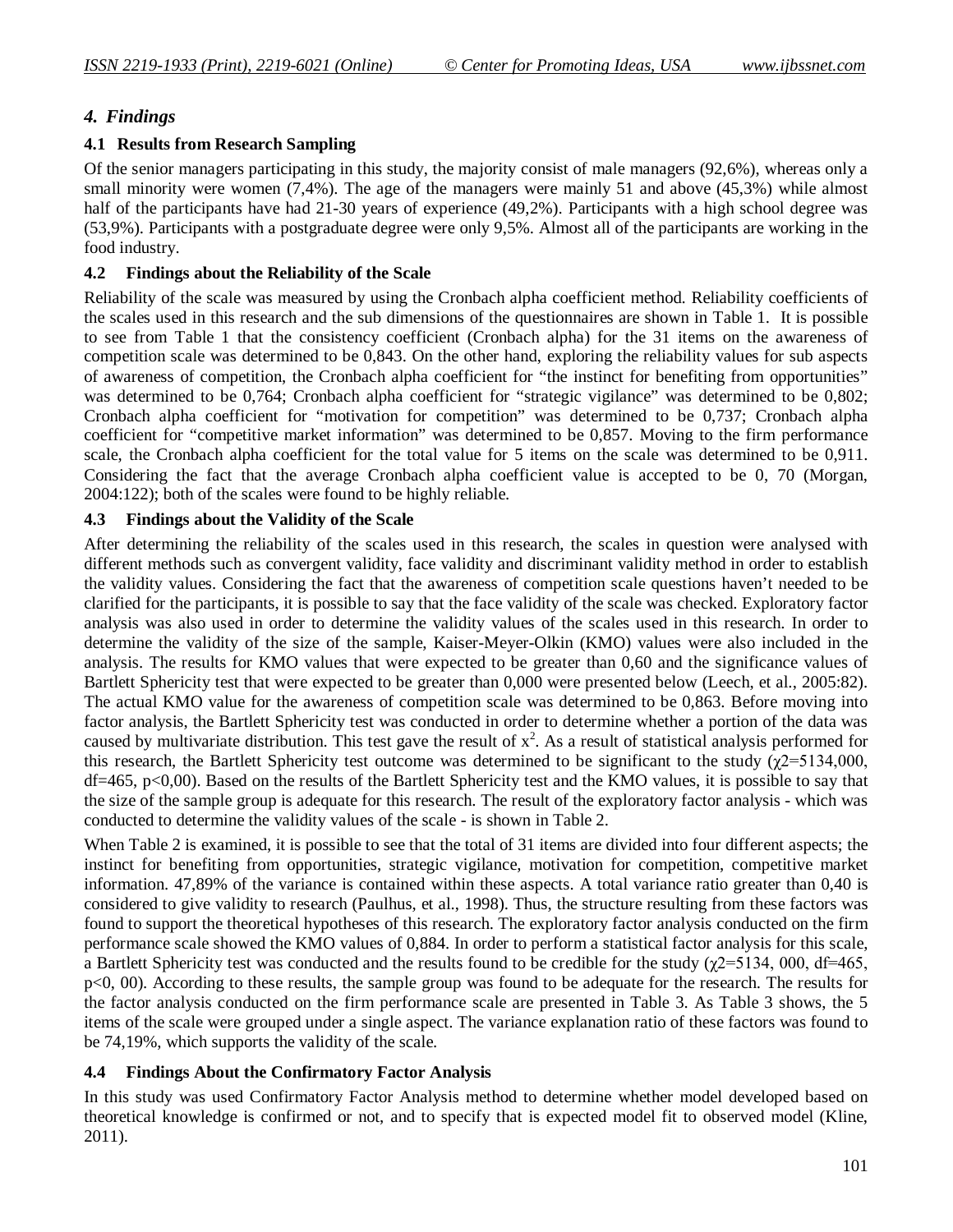## *4. Findings*

### 4.1 Results from Research Sampling

Of the senior managers participating in this study, the majority consist of male managers (92,6%), whereas only a small minority were women (7,4%). The age of the managers were mainly 51 and above (45,3%) while almost half of the participants have had 21-30 years of experience (49,2%). Participants with a high school degree was (53,9%). Participants with a postgraduate degree were only 9,5%. Almost all of the participants are working in the food industry.

### 4.2 Findings about the Reliability of the Scale

Reliability of the scale was measured by using the Cronbach alpha coefficient method. Reliability coefficients of the scales used in this research and the sub dimensions of the questionnaires are shown in Table 1. It is possible to see from Table 1 that the consistency coefficient (Cronbach alpha) for the 31 items on the awareness of competition scale was determined to be 0,843. On the other hand, exploring the reliability values for sub aspects of awareness of competition, the Cronbach alpha coefficient for "the instinct for benefiting from opportunities" was determined to be 0,764; Cronbach alpha coefficient for "strategic vigilance" was determined to be 0,802; Cronbach alpha coefficient for "motivation for competition" was determined to be 0,737; Cronbach alpha coefficient for "competitive market information" was determined to be 0,857. Moving to the firm performance scale, the Cronbach alpha coefficient for the total value for 5 items on the scale was determined to be 0,911. Considering the fact that the average Cronbach alpha coefficient value is accepted to be 0, 70 (Morgan, 2004:122); both of the scales were found to be highly reliable.

### 4.3 Findings about the Validity of the Scale

After determining the reliability of the scales used in this research, the scales in question were analysed with different methods such as convergent validity, face validity and discriminant validity method in order to establish the validity values. Considering the fact that the awareness of competition scale questions haven't needed to be clarified for the participants, it is possible to say that the face validity of the scale was checked. Exploratory factor analysis was also used in order to determine the validity values of the scales used in this research. In order to determine the validity of the size of the sample, Kaiser-Meyer-Olkin (KMO) values were also included in the analysis. The results for KMO values that were expected to be greater than 0,60 and the significance values of Bartlett Sphericity test that were expected to be greater than 0,000 were presented below (Leech, et al., 2005:82). The actual KMO value for the awareness of competition scale was determined to be 0,863. Before moving into factor analysis, the Bartlett Sphericity test was conducted in order to determine whether a portion of the data was caused by multivariate distribution. This test gave the result of $x^2$. As a result of statistical analysis performed for this research, the Bartlett Sphericity test outcome was determined to be significant to the study ($\chi2$=5134,000, df=465, p<0,00). Based on the results of the Bartlett Sphericity test and the KMO values, it is possible to say that the size of the sample group is adequate for this research. The result of the exploratory factor analysis - which was conducted to determine the validity values of the scale - is shown in Table 2.

When Table 2 is examined, it is possible to see that the total of 31 items are divided into four different aspects; the instinct for benefiting from opportunities, strategic vigilance, motivation for competition, competitive market information. 47,89% of the variance is contained within these aspects. A total variance ratio greater than 0,40 is considered to give validity to research (Paulhus, et al., 1998). Thus, the structure resulting from these factors was found to support the theoretical hypotheses of this research. The exploratory factor analysis conducted on the firm performance scale showed the KMO values of 0,884. In order to perform a statistical factor analysis for this scale, a Bartlett Sphericity test was conducted and the results found to be credible for the study ($\chi2$=5134, 000, df=465, p<0, 00). According to these results, the sample group was found to be adequate for the research. The results for the factor analysis conducted on the firm performance scale are presented in Table 3. As Table 3 shows, the 5 items of the scale were grouped under a single aspect. The variance explanation ratio of these factors was found to be 74,19%, which supports the validity of the scale.

### 4.4 Findings About the Confirmatory Factor Analysis

In this study was used Confirmatory Factor Analysis method to determine whether model developed based on theoretical knowledge is confirmed or not, and to specify that is expected model fit to observed model (Kline, 2011).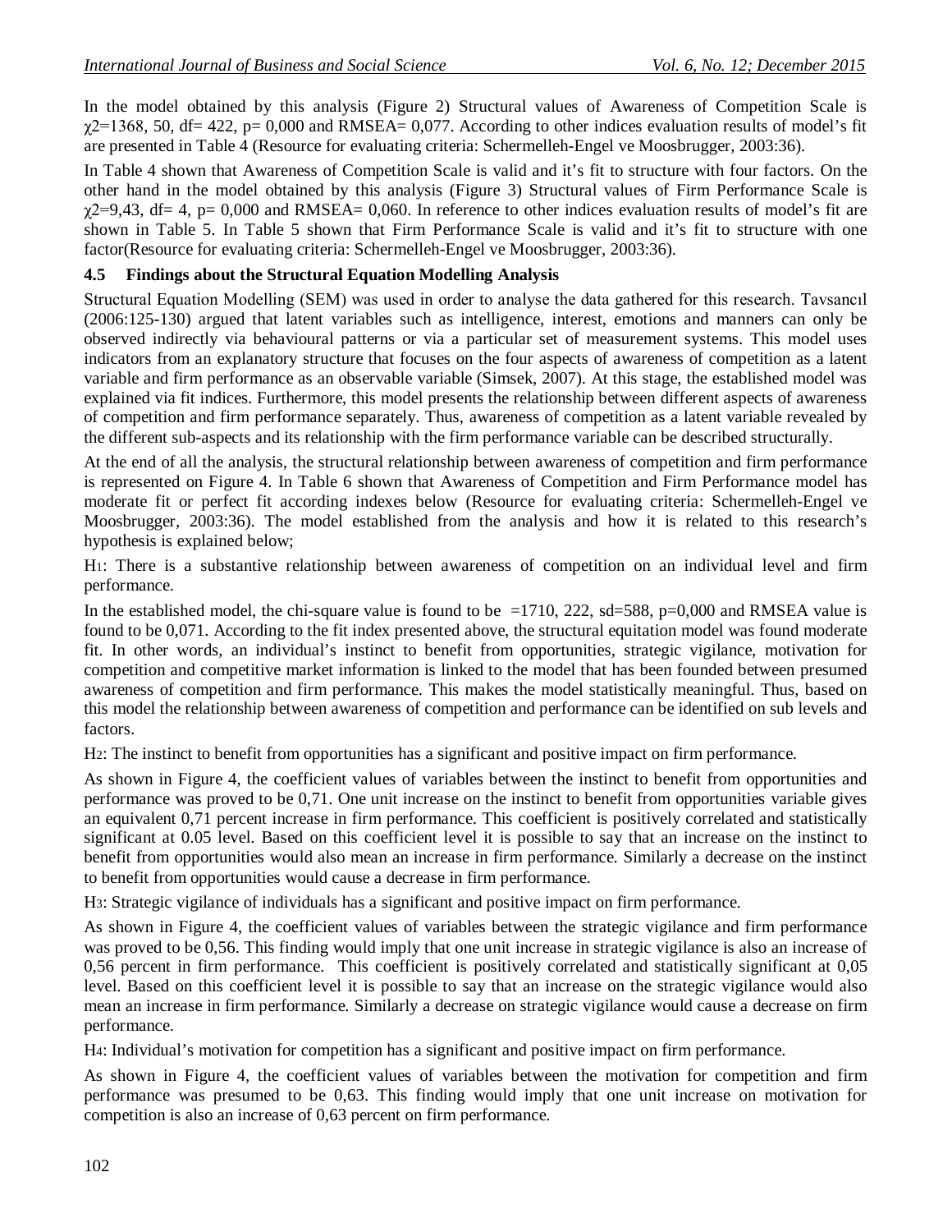In the model obtained by this analysis (Figure 2) Structural values of Awareness of Competition Scale is $\chi 2$=1368, 50, df= 422, p= 0,000 and RMSEA= 0,077. According to other indices evaluation results of model's fit are presented in Table 4 (Resource for evaluating criteria: Schermelleh-Engel ve Moosbrugger, 2003:36).

In Table 4 shown that Awareness of Competition Scale is valid and it's fit to structure with four factors. On the other hand in the model obtained by this analysis (Figure 3) Structural values of Firm Performance Scale is $\chi 2$=9,43, df= 4, p= 0,000 and RMSEA= 0,060. In reference to other indices evaluation results of model's fit are shown in Table 5. In Table 5 shown that Firm Performance Scale is valid and it's fit to structure with one factor(Resource for evaluating criteria: Schermelleh-Engel ve Moosbrugger, 2003:36).

### 4.5 Findings about the Structural Equation Modelling Analysis

Structural Equation Modelling (SEM) was used in order to analyse the data gathered for this research. Tavsancıl (2006:125-130) argued that latent variables such as intelligence, interest, emotions and manners can only be observed indirectly via behavioural patterns or via a particular set of measurement systems. This model uses indicators from an explanatory structure that focuses on the four aspects of awareness of competition as a latent variable and firm performance as an observable variable (Simsek, 2007). At this stage, the established model was explained via fit indices. Furthermore, this model presents the relationship between different aspects of awareness of competition and firm performance separately. Thus, awareness of competition as a latent variable revealed by the different sub-aspects and its relationship with the firm performance variable can be described structurally.

At the end of all the analysis, the structural relationship between awareness of competition and firm performance is represented on Figure 4. In Table 6 shown that Awareness of Competition and Firm Performance model has moderate fit or perfect fit according indexes below (Resource for evaluating criteria: Schermelleh-Engel ve Moosbrugger, 2003:36). The model established from the analysis and how it is related to this research's hypothesis is explained below;

$H_1$: There is a substantive relationship between awareness of competition on an individual level and firm performance.

In the established model, the chi-square value is found to be =1710, 222, sd=588, p=0,000 and RMSEA value is found to be 0,071. According to the fit index presented above, the structural equitation model was found moderate fit. In other words, an individual's instinct to benefit from opportunities, strategic vigilance, motivation for competition and competitive market information is linked to the model that has been founded between presumed awareness of competition and firm performance. This makes the model statistically meaningful. Thus, based on this model the relationship between awareness of competition and performance can be identified on sub levels and factors.

$H_2$: The instinct to benefit from opportunities has a significant and positive impact on firm performance.

As shown in Figure 4, the coefficient values of variables between the instinct to benefit from opportunities and performance was proved to be 0,71. One unit increase on the instinct to benefit from opportunities variable gives an equivalent 0,71 percent increase in firm performance. This coefficient is positively correlated and statistically significant at 0.05 level. Based on this coefficient level it is possible to say that an increase on the instinct to benefit from opportunities would also mean an increase in firm performance. Similarly a decrease on the instinct to benefit from opportunities would cause a decrease in firm performance.

$H_3$: Strategic vigilance of individuals has a significant and positive impact on firm performance.

As shown in Figure 4, the coefficient values of variables between the strategic vigilance and firm performance was proved to be 0,56. This finding would imply that one unit increase in strategic vigilance is also an increase of 0,56 percent in firm performance. This coefficient is positively correlated and statistically significant at 0,05 level. Based on this coefficient level it is possible to say that an increase on the strategic vigilance would also mean an increase in firm performance. Similarly a decrease on strategic vigilance would cause a decrease on firm performance.

$H_4$: Individual's motivation for competition has a significant and positive impact on firm performance.

As shown in Figure 4, the coefficient values of variables between the motivation for competition and firm performance was presumed to be 0,63. This finding would imply that one unit increase on motivation for competition is also an increase of 0,63 percent on firm performance.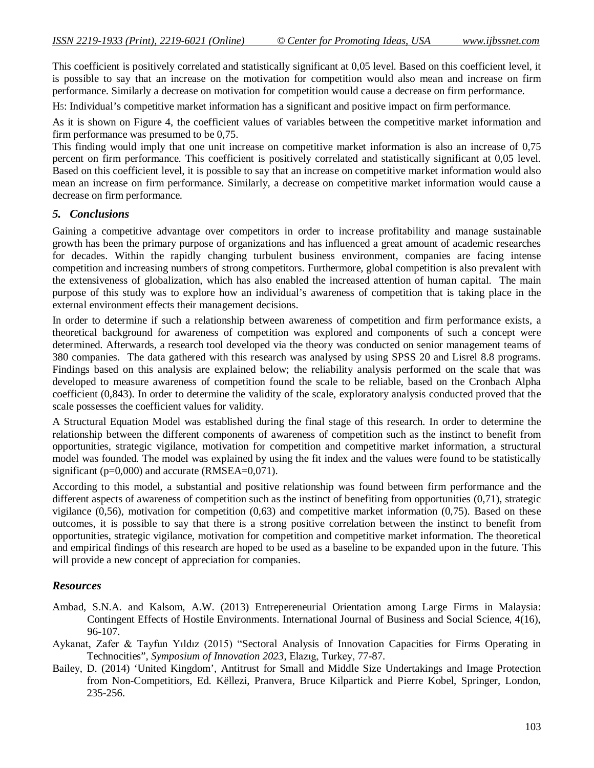This coefficient is positively correlated and statistically significant at 0,05 level. Based on this coefficient level, it is possible to say that an increase on the motivation for competition would also mean and increase on firm performance. Similarly a decrease on motivation for competition would cause a decrease on firm performance.

$H_5$: Individual's competitive market information has a significant and positive impact on firm performance.

As it is shown on Figure 4, the coefficient values of variables between the competitive market information and firm performance was presumed to be 0,75.

This finding would imply that one unit increase on competitive market information is also an increase of 0,75 percent on firm performance. This coefficient is positively correlated and statistically significant at 0,05 level. Based on this coefficient level, it is possible to say that an increase on competitive market information would also mean an increase on firm performance. Similarly, a decrease on competitive market information would cause a decrease on firm performance.

## *5. Conclusions*

Gaining a competitive advantage over competitors in order to increase profitability and manage sustainable growth has been the primary purpose of organizations and has influenced a great amount of academic researches for decades. Within the rapidly changing turbulent business environment, companies are facing intense competition and increasing numbers of strong competitors. Furthermore, global competition is also prevalent with the extensiveness of globalization, which has also enabled the increased attention of human capital. The main purpose of this study was to explore how an individual's awareness of competition that is taking place in the external environment effects their management decisions.

In order to determine if such a relationship between awareness of competition and firm performance exists, a theoretical background for awareness of competition was explored and components of such a concept were determined. Afterwards, a research tool developed via the theory was conducted on senior management teams of 380 companies. The data gathered with this research was analysed by using SPSS 20 and Lisrel 8.8 programs. Findings based on this analysis are explained below; the reliability analysis performed on the scale that was developed to measure awareness of competition found the scale to be reliable, based on the Cronbach Alpha coefficient (0,843). In order to determine the validity of the scale, exploratory analysis conducted proved that the scale possesses the coefficient values for validity.

A Structural Equation Model was established during the final stage of this research. In order to determine the relationship between the different components of awareness of competition such as the instinct to benefit from opportunities, strategic vigilance, motivation for competition and competitive market information, a structural model was founded. The model was explained by using the fit index and the values were found to be statistically significant ($p=0,000$) and accurate ($RMSEA=0,071$).

According to this model, a substantial and positive relationship was found between firm performance and the different aspects of awareness of competition such as the instinct of benefiting from opportunities (0,71), strategic vigilance (0,56), motivation for competition (0,63) and competitive market information (0,75). Based on these outcomes, it is possible to say that there is a strong positive correlation between the instinct to benefit from opportunities, strategic vigilance, motivation for competition and competitive market information. The theoretical and empirical findings of this research are hoped to be used as a baseline to be expanded upon in the future. This will provide a new concept of appreciation for companies.

## *Resources*

Ambad, S.N.A. and Kalsom, A.W. (2013) Entrepereneurial Orientation among Large Firms in Malaysia: Contingent Effects of Hostile Environments. International Journal of Business and Social Science, 4(16), 96-107.

Aykanat, Zafer & Tayfun Yıldız (2015) "Sectoral Analysis of Innovation Capacities for Firms Operating in Technocities", *Symposium of Innovation 2023*, Elazıg, Turkey, 77-87.

Bailey, D. (2014) 'United Kingdom', Antitrust for Small and Middle Size Undertakings and Image Protection from Non-Competitiors, Ed. Këllezi, Pranvera, Bruce Kilpartick and Pierre Kobel, Springer, London, 235-256.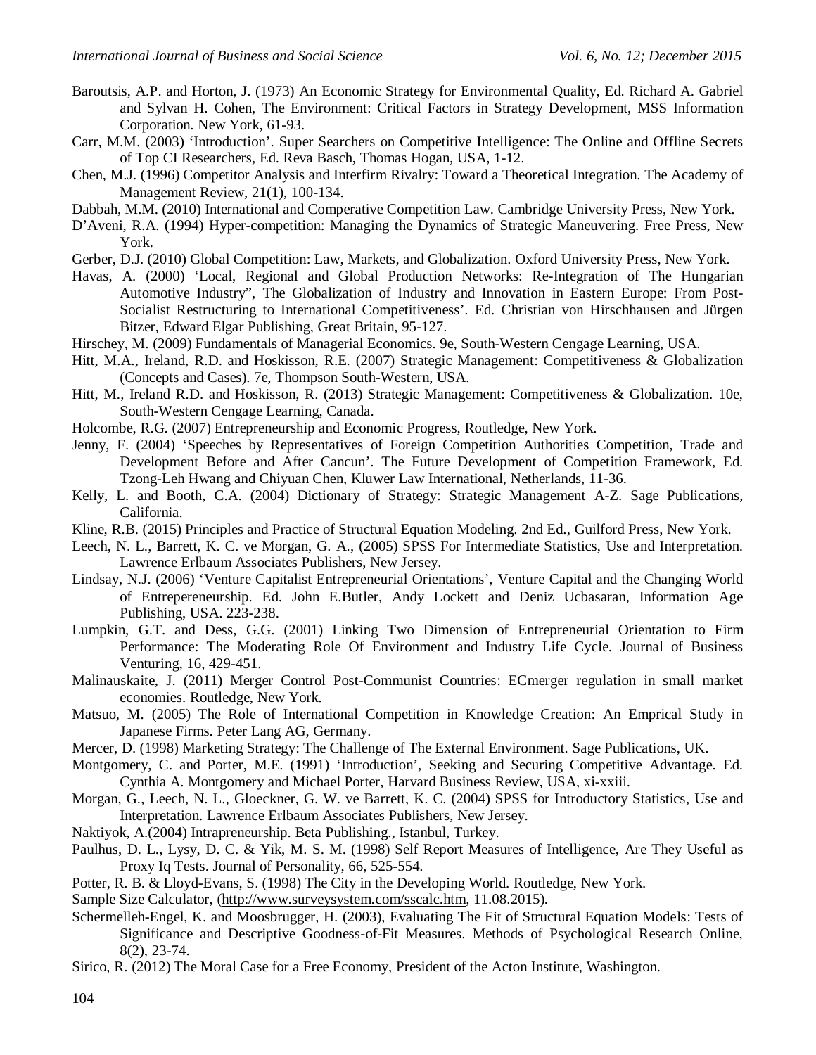Baroutsis, A.P. and Horton, J. (1973) An Economic Strategy for Environmental Quality, Ed. Richard A. Gabriel and Sylvan H. Cohen, The Environment: Critical Factors in Strategy Development, MSS Information Corporation. New York, 61-93.

Carr, M.M. (2003) 'Introduction'. Super Searchers on Competitive Intelligence: The Online and Offline Secrets of Top CI Researchers, Ed. Reva Basch, Thomas Hogan, USA, 1-12.

Chen, M.J. (1996) Competitor Analysis and Interfirm Rivalry: Toward a Theoretical Integration. The Academy of Management Review, 21(1), 100-134.

Dabbah, M.M. (2010) International and Comperative Competition Law. Cambridge University Press, New York.

D'Aveni, R.A. (1994) Hyper-competition: Managing the Dynamics of Strategic Maneuvering. Free Press, New York.

Gerber, D.J. (2010) Global Competition: Law, Markets, and Globalization. Oxford University Press, New York.

Havas, A. (2000) 'Local, Regional and Global Production Networks: Re-Integration of The Hungarian Automotive Industry", The Globalization of Industry and Innovation in Eastern Europe: From Post-Socialist Restructuring to International Competitiveness'. Ed. Christian von Hirschhausen and Jürgen Bitzer, Edward Elgar Publishing, Great Britain, 95-127.

Hirschey, M. (2009) Fundamentals of Managerial Economics. 9e, South-Western Cengage Learning, USA.

Hitt, M.A., Ireland, R.D. and Hoskisson, R.E. (2007) Strategic Management: Competitiveness & Globalization (Concepts and Cases). 7e, Thompson South-Western, USA.

Hitt, M., Ireland R.D. and Hoskisson, R. (2013) Strategic Management: Competitiveness & Globalization. 10e, South-Western Cengage Learning, Canada.

Holcombe, R.G. (2007) Entrepreneurship and Economic Progress, Routledge, New York.

Jenny, F. (2004) 'Speeches by Representatives of Foreign Competition Authorities Competition, Trade and Development Before and After Cancun'. The Future Development of Competition Framework, Ed. Tzong-Leh Hwang and Chiyuan Chen, Kluwer Law International, Netherlands, 11-36.

Kelly, L. and Booth, C.A. (2004) Dictionary of Strategy: Strategic Management A-Z. Sage Publications, California.

Kline, R.B. (2015) Principles and Practice of Structural Equation Modeling. 2nd Ed., Guilford Press, New York.

Leech, N. L., Barrett, K. C. ve Morgan, G. A., (2005) SPSS For Intermediate Statistics, Use and Interpretation. Lawrence Erlbaum Associates Publishers, New Jersey.

Lindsay, N.J. (2006) 'Venture Capitalist Entrepreneurial Orientations', Venture Capital and the Changing World of Entrepereneurship. Ed. John E.Butler, Andy Lockett and Deniz Ucbasaran, Information Age Publishing, USA. 223-238.

Lumpkin, G.T. and Dess, G.G. (2001) Linking Two Dimension of Entrepreneurial Orientation to Firm Performance: The Moderating Role Of Environment and Industry Life Cycle. Journal of Business Venturing, 16, 429-451.

Malinauskaite, J. (2011) Merger Control Post-Communist Countries: ECmerger regulation in small market economies. Routledge, New York.

Matsuo, M. (2005) The Role of International Competition in Knowledge Creation: An Emprical Study in Japanese Firms. Peter Lang AG, Germany.

Mercer, D. (1998) Marketing Strategy: The Challenge of The External Environment. Sage Publications, UK.

Montgomery, C. and Porter, M.E. (1991) 'Introduction', Seeking and Securing Competitive Advantage. Ed. Cynthia A. Montgomery and Michael Porter, Harvard Business Review, USA, xi-xxiii.

Morgan, G., Leech, N. L., Gloeckner, G. W. ve Barrett, K. C. (2004) SPSS for Introductory Statistics, Use and Interpretation. Lawrence Erlbaum Associates Publishers, New Jersey.

Naktiyok, A.(2004) Intrapreneurship. Beta Publishing., Istanbul, Turkey.

Paulhus, D. L., Lysy, D. C. & Yik, M. S. M. (1998) Self Report Measures of Intelligence, Are They Useful as Proxy Iq Tests. Journal of Personality, 66, 525-554.

Potter, R. B. & Lloyd-Evans, S. (1998) The City in the Developing World. Routledge, New York.

Sample Size Calculator, (http://www.surveysystem.com/sscalc.htm, 11.08.2015).

Schermelleh-Engel, K. and Moosbrugger, H. (2003), Evaluating The Fit of Structural Equation Models: Tests of Significance and Descriptive Goodness-of-Fit Measures. Methods of Psychological Research Online, 8(2), 23-74.

Sirico, R. (2012) The Moral Case for a Free Economy, President of the Acton Institute, Washington.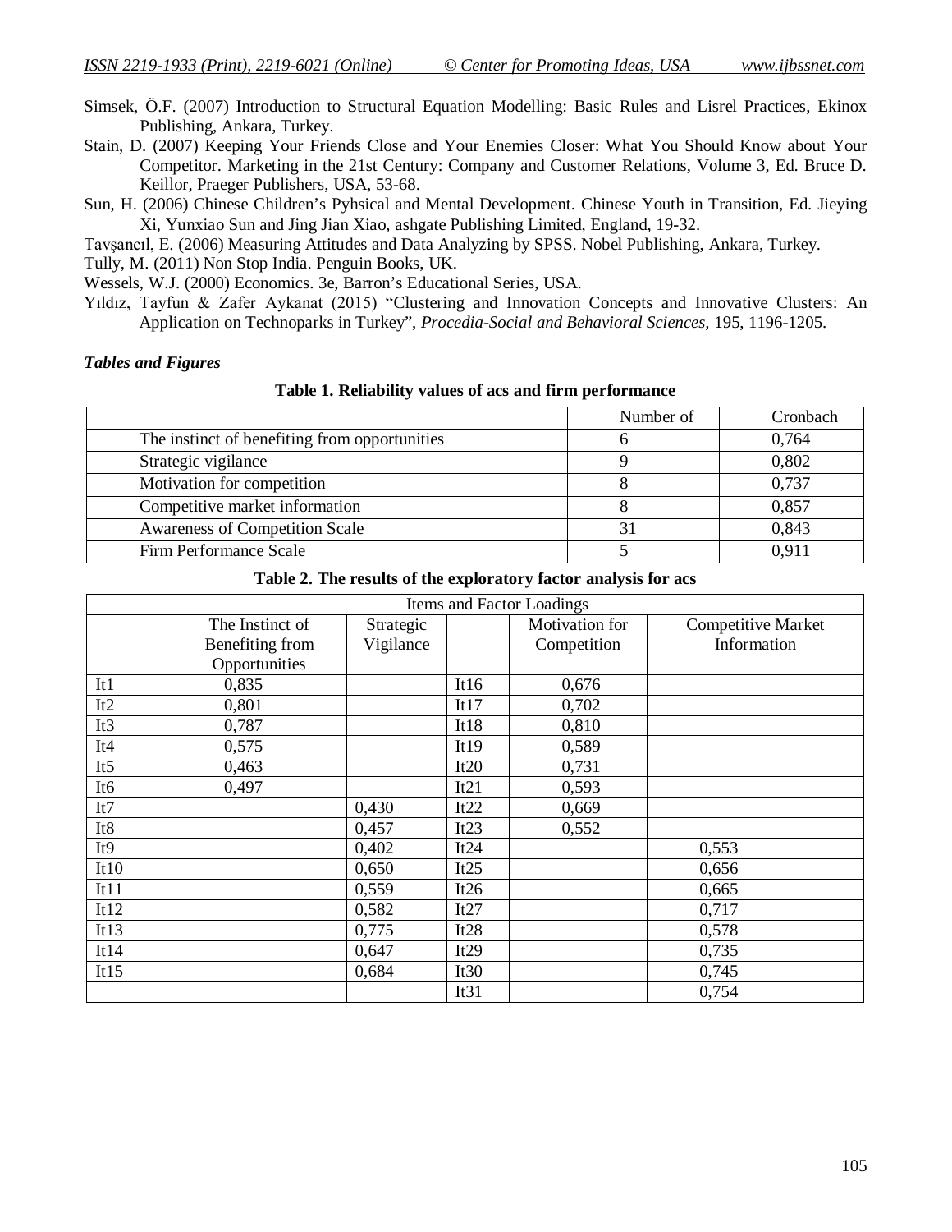Simsek, Ö.F. (2007) Introduction to Structural Equation Modelling: Basic Rules and Lisrel Practices, Ekinox Publishing, Ankara, Turkey.

Stain, D. (2007) Keeping Your Friends Close and Your Enemies Closer: What You Should Know about Your Competitor. Marketing in the 21st Century: Company and Customer Relations, Volume 3, Ed. Bruce D. Keillor, Praeger Publishers, USA, 53-68.

Sun, H. (2006) Chinese Children's Pyhsical and Mental Development. Chinese Youth in Transition, Ed. Jieying Xi, Yunxiao Sun and Jing Jian Xiao, ashgate Publishing Limited, England, 19-32.

Tavşancıl, E. (2006) Measuring Attitudes and Data Analyzing by SPSS. Nobel Publishing, Ankara, Turkey.

Tully, M. (2011) Non Stop India. Penguin Books, UK.

Wessels, W.J. (2000) Economics. 3e, Barron's Educational Series, USA.

Yıldız, Tayfun & Zafer Aykanat (2015) "Clustering and Innovation Concepts and Innovative Clusters: An Application on Technoparks in Turkey", *Procedia-Social and Behavioral Sciences*, 195, 1196-1205.

***Tables and Figures***

**Table 1. Reliability values of acs and firm performance**

| | Number of | Cronbach |
|---|---|---|
| The instinct of benefiting from opportunities | 6 | 0,764 |
| Strategic vigilance | 9 | 0,802 |
| Motivation for competition | 8 | 0,737 |
| Competitive market information | 8 | 0,857 |
| Awareness of Competition Scale | 31 | 0,843 |
| Firm Performance Scale | 5 | 0,911 |

**Table 2. The results of the exploratory factor analysis for acs**

| Items and Factor Loadings | | | | | |
|---|---|---|---|---|---|
| | The Instinct of Benefiting from Opportunities | Strategic Vigilance | | Motivation for Competition | Competitive Market Information |
| It1 | 0,835 | | It16 | 0,676 | |
| It2 | 0,801 | | It17 | 0,702 | |
| It3 | 0,787 | | It18 | 0,810 | |
| It4 | 0,575 | | It19 | 0,589 | |
| It5 | 0,463 | | It20 | 0,731 | |
| It6 | 0,497 | | It21 | 0,593 | |
| It7 | | 0,430 | It22 | 0,669 | |
| It8 | | 0,457 | It23 | 0,552 | |
| It9 | | 0,402 | It24 | | 0,553 |
| It10 | | 0,650 | It25 | | 0,656 |
| It11 | | 0,559 | It26 | | 0,665 |
| It12 | | 0,582 | It27 | | 0,717 |
| It13 | | 0,775 | It28 | | 0,578 |
| It14 | | 0,647 | It29 | | 0,735 |
| It15 | | 0,684 | It30 | | 0,745 |
| | | | It31 | | 0,754 |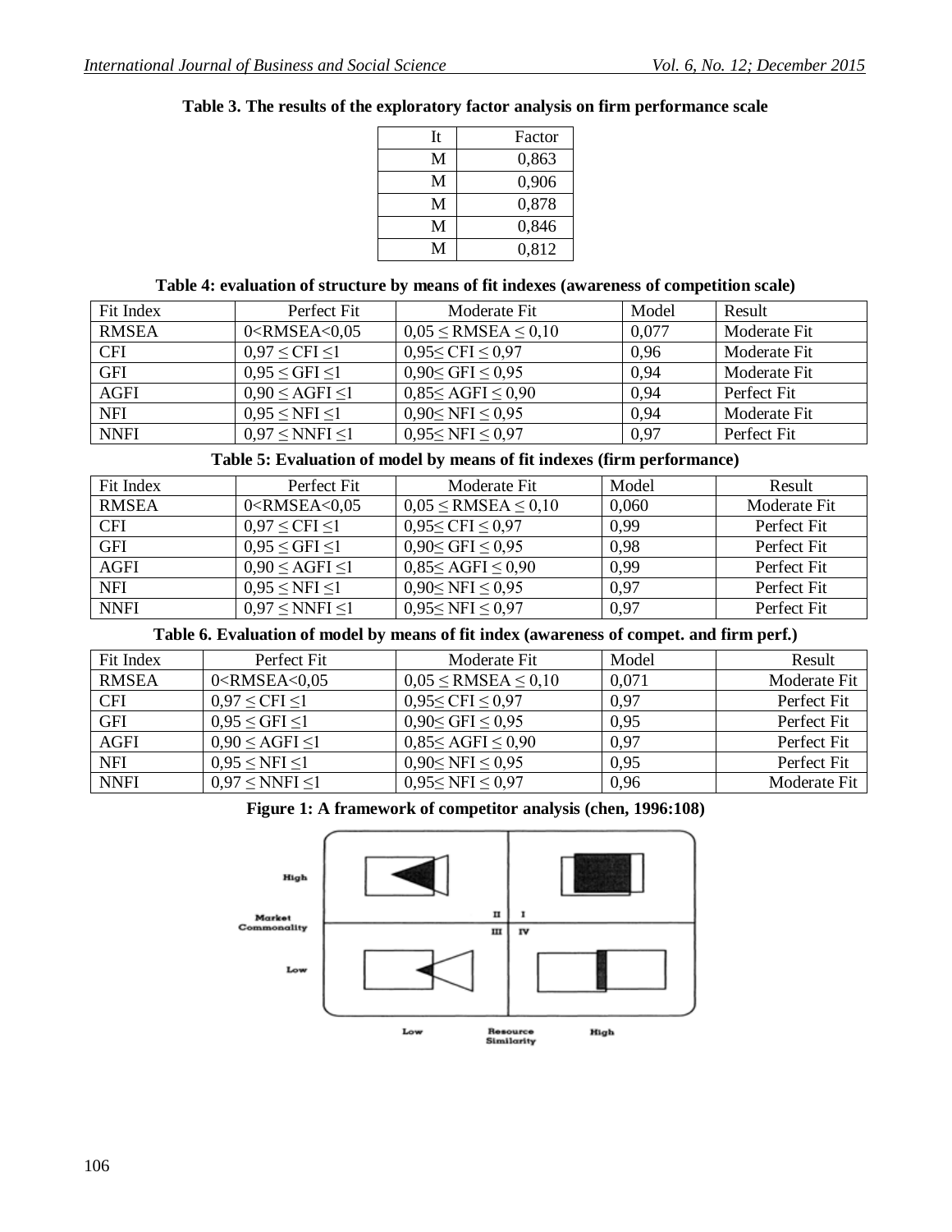**Table 3. The results of the exploratory factor analysis on firm performance scale**

| It | Factor |
|---|---|
| M | 0,863 |
| M | 0,906 |
| M | 0,878 |
| M | 0,846 |
| M | 0,812 |

**Table 4: evaluation of structure by means of fit indexes (awareness of competition scale)**

| Fit Index | Perfect Fit | Moderate Fit | Model | Result |
|---|---|---|---|---|
| RMSEA | 0<RMSEA<0,05 | 0,05 ≤ RMSEA ≤ 0,10 | 0,077 | Moderate Fit |
| CFI | 0,97 ≤ CFI ≤1 | 0,95≤ CFI ≤ 0,97 | 0,96 | Moderate Fit |
| GFI | 0,95 ≤ GFI ≤1 | 0,90≤ GFI ≤ 0,95 | 0,94 | Moderate Fit |
| AGFI | 0,90 ≤ AGFI ≤1 | 0,85≤ AGFI ≤ 0,90 | 0,94 | Perfect Fit |
| NFI | 0,95 ≤ NFI ≤1 | 0,90≤ NFI ≤ 0,95 | 0,94 | Moderate Fit |
| NNFI | 0,97 ≤ NNFI ≤1 | 0,95≤ NFI ≤ 0,97 | 0,97 | Perfect Fit |

**Table 5: Evaluation of model by means of fit indexes (firm performance)**

| Fit Index | Perfect Fit | Moderate Fit | Model | Result |
|---|---|---|---|---|
| RMSEA | 0<RMSEA<0,05 | 0,05 ≤ RMSEA ≤ 0,10 | 0,060 | Moderate Fit |
| CFI | 0,97 ≤ CFI ≤1 | 0,95≤ CFI ≤ 0,97 | 0,99 | Perfect Fit |
| GFI | 0,95 ≤ GFI ≤1 | 0,90≤ GFI ≤ 0,95 | 0,98 | Perfect Fit |
| AGFI | 0,90 ≤ AGFI ≤1 | 0,85≤ AGFI ≤ 0,90 | 0,99 | Perfect Fit |
| NFI | 0,95 ≤ NFI ≤1 | 0,90≤ NFI ≤ 0,95 | 0,97 | Perfect Fit |
| NNFI | 0,97 ≤ NNFI ≤1 | 0,95≤ NFI ≤ 0,97 | 0,97 | Perfect Fit |

**Table 6. Evaluation of model by means of fit index (awareness of compet. and firm perf.)**

| Fit Index | Perfect Fit | Moderate Fit | Model | Result |
|---|---|---|---|---|
| RMSEA | 0<RMSEA<0,05 | 0,05 ≤ RMSEA ≤ 0,10 | 0,071 | Moderate Fit |
| CFI | 0,97 ≤ CFI ≤1 | 0,95≤ CFI ≤ 0,97 | 0,97 | Perfect Fit |
| GFI | 0,95 ≤ GFI ≤1 | 0,90≤ GFI ≤ 0,95 | 0,95 | Perfect Fit |
| AGFI | 0,90 ≤ AGFI ≤1 | 0,85≤ AGFI ≤ 0,90 | 0,97 | Perfect Fit |
| NFI | 0,95 ≤ NFI ≤1 | 0,90≤ NFI ≤ 0,95 | 0,95 | Perfect Fit |
| NNFI | 0,97 ≤ NNFI ≤1 | 0,95≤ NFI ≤ 0,97 | 0,96 | Moderate Fit |

**Figure 1: A framework of competitor analysis (chen, 1996:108)**

High
Market Commonality
Low
II
I
III
IV
Low
Resource Similarity
High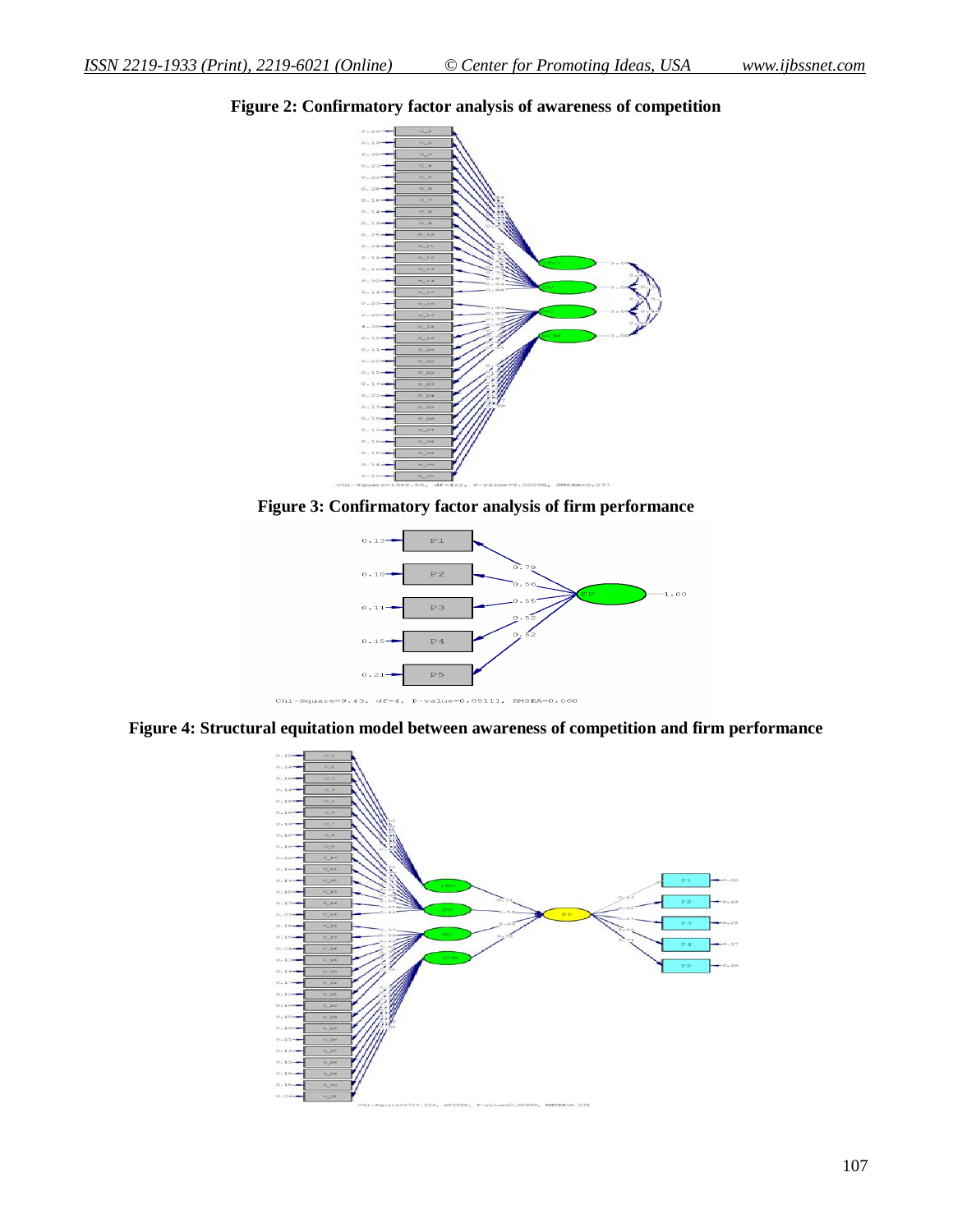**Figure 2: Confirmatory factor analysis of awareness of competition**

Chi-Square=1368.50, df=422, P-value=0.00000, RMSEA=0.077

**Figure 3: Confirmatory factor analysis of firm performance**

0.13 P1
0.10 P2
0.11 P3
0.15 P4
0.21 P5
0.79
0.56
0.55
0.52
0.52
FP
1.00

Chi-Square=9.43, df=4, P-value=0.05111, RMSEA=0.060

**Figure 4: Structural equitation model between awareness of competition and firm performance**

Chi-Square=1715.222, df=589, P-value=0.00000, RMSEA=0.071